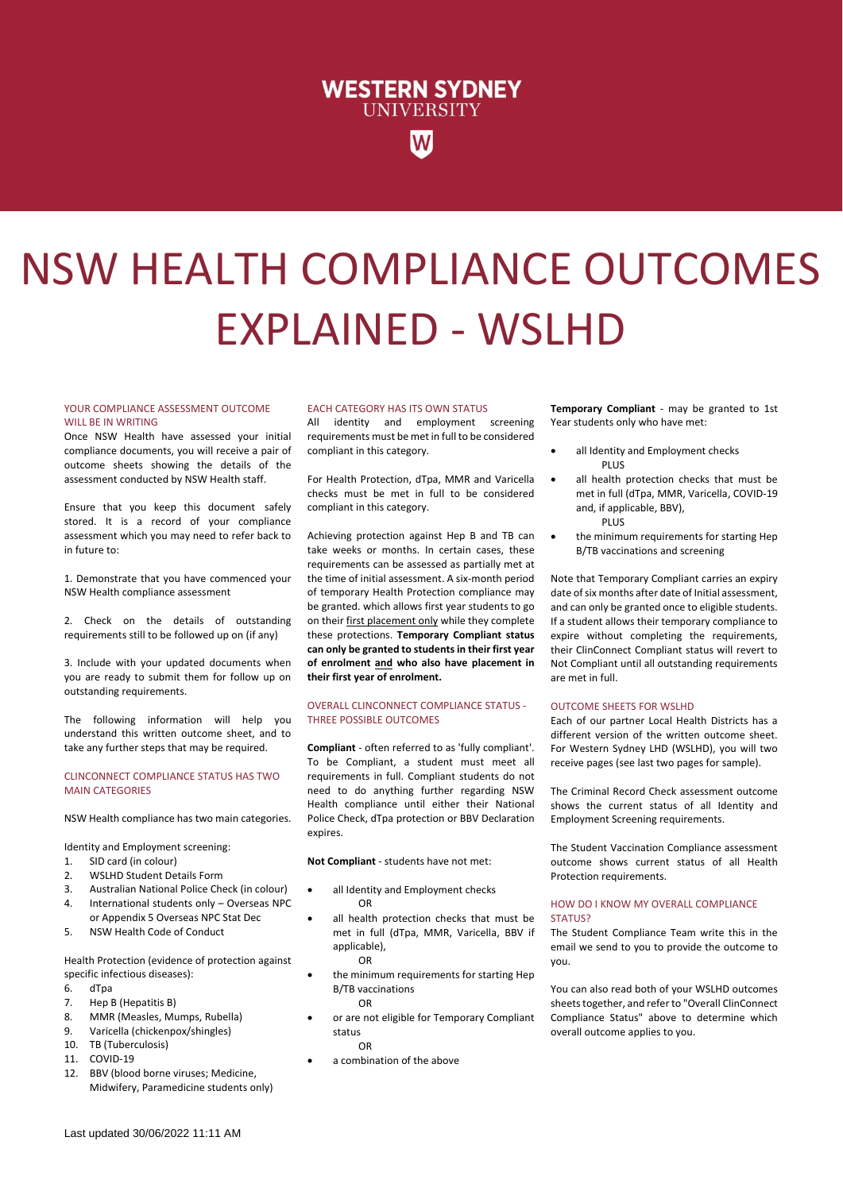WESTERN SYDNEY UNIVERSITY

# NSW HEALTH COMPLIANCE OUTCOMES EXPLAINED - WSLHD

## YOUR COMPLIANCE ASSESSMENT OUTCOME WILL BE IN WRITING

Once NSW Health have assessed your initial compliance documents, you will receive a pair of outcome sheets showing the details of the assessment conducted by NSW Health staff.

Ensure that you keep this document safely stored. It is a record of your compliance assessment which you may need to refer back to in future to:

1. Demonstrate that you have commenced your NSW Health compliance assessment
2. Check on the details of outstanding requirements still to be followed up on (if any)
3. Include with your updated documents when you are ready to submit them for follow up on outstanding requirements.

The following information will help you understand this written outcome sheet, and to take any further steps that may be required.

## CLINCONNECT COMPLIANCE STATUS HAS TWO MAIN CATEGORIES

NSW Health compliance has two main categories.

Identity and Employment screening:

1. SID card (in colour)
2. WSLHD Student Details Form
3. Australian National Police Check (in colour)
4. International students only – Overseas NPC or Appendix 5 Overseas NPC Stat Dec
5. NSW Health Code of Conduct

Health Protection (evidence of protection against specific infectious diseases):

6. dTpa
7. Hep B (Hepatitis B)
8. MMR (Measles, Mumps, Rubella)
9. Varicella (chickenpox/shingles)
10. TB (Tuberculosis)
11. COVID-19
12. BBV (blood borne viruses; Medicine, Midwifery, Paramedicine students only)

## EACH CATEGORY HAS ITS OWN STATUS

All identity and employment screening requirements must be met in full to be considered compliant in this category.

For Health Protection, dTpa, MMR and Varicella checks must be met in full to be considered compliant in this category.

Achieving protection against Hep B and TB can take weeks or months. In certain cases, these requirements can be assessed as partially met at the time of initial assessment. A six-month period of temporary Health Protection compliance may be granted. which allows first year students to go on their first placement only while they complete these protections. **Temporary Compliant status can only be granted to students in their first year of enrolment and who also have placement in their first year of enrolment.**

## OVERALL CLINCONNECT COMPLIANCE STATUS - THREE POSSIBLE OUTCOMES

**Compliant** - often referred to as 'fully compliant'. To be Compliant, a student must meet all requirements in full. Compliant students do not need to do anything further regarding NSW Health compliance until either their National Police Check, dTpa protection or BBV Declaration expires.

**Not Compliant** - students have not met:

- all Identity and Employment checks
  OR
- all health protection checks that must be met in full (dTpa, MMR, Varicella, BBV if applicable),
  OR
- the minimum requirements for starting Hep B/TB vaccinations
  OR
- or are not eligible for Temporary Compliant status
  OR
- a combination of the above

**Temporary Compliant** - may be granted to 1st Year students only who have met:

- all Identity and Employment checks
  PLUS
- all health protection checks that must be met in full (dTpa, MMR, Varicella, COVID-19 and, if applicable, BBV),
  PLUS
- the minimum requirements for starting Hep B/TB vaccinations and screening

Note that Temporary Compliant carries an expiry date of six months after date of Initial assessment, and can only be granted once to eligible students. If a student allows their temporary compliance to expire without completing the requirements, their ClinConnect Compliant status will revert to Not Compliant until all outstanding requirements are met in full.

## OUTCOME SHEETS FOR WSLHD

Each of our partner Local Health Districts has a different version of the written outcome sheet. For Western Sydney LHD (WSLHD), you will two receive pages (see last two pages for sample).

The Criminal Record Check assessment outcome shows the current status of all Identity and Employment Screening requirements.

The Student Vaccination Compliance assessment outcome shows current status of all Health Protection requirements.

## HOW DO I KNOW MY OVERALL COMPLIANCE STATUS?

The Student Compliance Team write this in the email we send to you to provide the outcome to you.

You can also read both of your WSLHD outcomes sheets together, and refer to "Overall ClinConnect Compliance Status" above to determine which overall outcome applies to you.

Last updated 30/06/2022 11:11 AM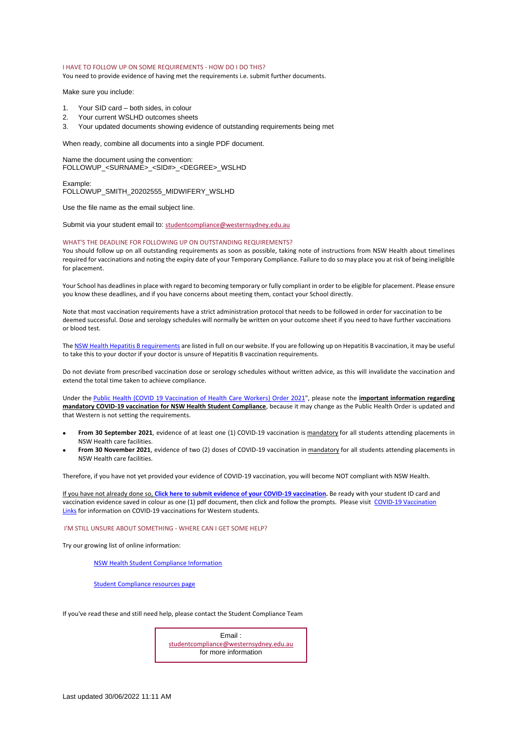## I HAVE TO FOLLOW UP ON SOME REQUIREMENTS - HOW DO I DO THIS?

You need to provide evidence of having met the requirements i.e. submit further documents.

Make sure you include:

1. Your SID card – both sides, in colour
2. Your current WSLHD outcomes sheets
3. Your updated documents showing evidence of outstanding requirements being met

When ready, combine all documents into a single PDF document.

Name the document using the convention:
FOLLOWUP_<SURNAME>_<SID#>_<DEGREE>_WSLHD

Example:
FOLLOWUP_SMITH_20202555_MIDWIFERY_WSLHD

Use the file name as the email subject line.

Submit via your student email to: studentcompliance@westernsydney.edu.au

## WHAT'S THE DEADLINE FOR FOLLOWING UP ON OUTSTANDING REQUIREMENTS?

You should follow up on all outstanding requirements as soon as possible, taking note of instructions from NSW Health about timelines required for vaccinations and noting the expiry date of your Temporary Compliance. Failure to do so may place you at risk of being ineligible for placement.

Your School has deadlines in place with regard to becoming temporary or fully compliant in order to be eligible for placement. Please ensure you know these deadlines, and if you have concerns about meeting them, contact your School directly.

Note that most vaccination requirements have a strict administration protocol that needs to be followed in order for vaccination to be deemed successful. Dose and serology schedules will normally be written on your outcome sheet if you need to have further vaccinations or blood test.

The NSW Health Hepatitis B requirements are listed in full on our website. If you are following up on Hepatitis B vaccination, it may be useful to take this to your doctor if your doctor is unsure of Hepatitis B vaccination requirements.

Do not deviate from prescribed vaccination dose or serology schedules without written advice, as this will invalidate the vaccination and extend the total time taken to achieve compliance.

Under the Public Health (COVID 19 Vaccination of Health Care Workers) Order 2021", please note the **important information regarding mandatory COVID-19 vaccination for NSW Health Student Compliance**, because it may change as the Public Health Order is updated and that Western is not setting the requirements.

- **From 30 September 2021**, evidence of at least one (1) COVID-19 vaccination is mandatory for all students attending placements in NSW Health care facilities.
- **From 30 November 2021**, evidence of two (2) doses of COVID-19 vaccination in mandatory for all students attending placements in NSW Health care facilities.

Therefore, if you have not yet provided your evidence of COVID-19 vaccination, you will become NOT compliant with NSW Health.

If you have not already done so, **Click here to submit evidence of your COVID-19 vaccination.** Be ready with your student ID card and vaccination evidence saved in colour as one (1) pdf document, then click and follow the prompts. Please visit COVID-19 Vaccination Links for information on COVID-19 vaccinations for Western students.

## I'M STILL UNSURE ABOUT SOMETHING - WHERE CAN I GET SOME HELP?

Try our growing list of online information:

NSW Health Student Compliance Information

Student Compliance resources page

If you've read these and still need help, please contact the Student Compliance Team

Email :
studentcompliance@westernsydney.edu.au
for more information

Last updated 30/06/2022 11:11 AM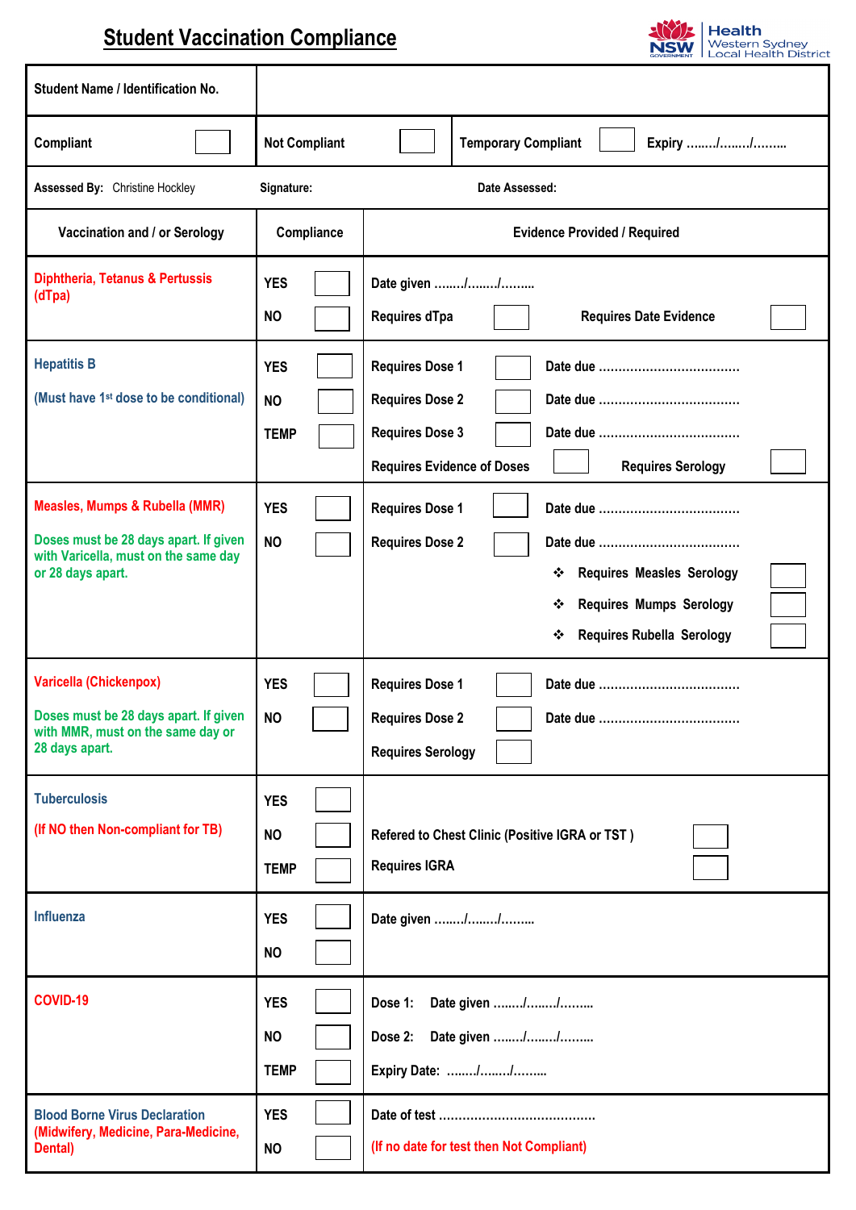# Student Vaccination Compliance

Health Western Sydney Local Health District

| Student Name / Identification No. | | | |
|---|---|---|---|
| Compliant ☐ | Not Compliant ☐ | Temporary Compliant ☐ | Expiry ......../......../......... |
| **Assessed By:** Christine Hockley | **Signature:** | **Date Assessed:** | |

| Vaccination and / or Serology | Compliance | Evidence Provided / Required |
|---|---|---|
| Diphtheria, Tetanus & Pertussis (dTpa) | YES ☐<br>NO ☐ | Date given ......../......../.........<br>Requires dTpa ☐ Requires Date Evidence ☐ |
| Hepatitis B<br>(Must have 1st dose to be conditional) | YES ☐<br>NO ☐<br>TEMP ☐ | Requires Dose 1 ☐ Date due ....................................<br>Requires Dose 2 ☐ Date due ....................................<br>Requires Dose 3 ☐ Date due ....................................<br>Requires Evidence of Doses ☐ Requires Serology ☐ |
| Measles, Mumps & Rubella (MMR)<br>Doses must be 28 days apart. If given with Varicella, must on the same day or 28 days apart. | YES ☐<br>NO ☐ | Requires Dose 1 ☐ Date due ....................................<br>Requires Dose 2 ☐ Date due ....................................<br>❖ Requires Measles Serology ☐<br>❖ Requires Mumps Serology ☐<br>❖ Requires Rubella Serology ☐ |
| Varicella (Chickenpox)<br>Doses must be 28 days apart. If given with MMR, must on the same day or 28 days apart. | YES ☐<br>NO ☐ | Requires Dose 1 ☐ Date due ....................................<br>Requires Dose 2 ☐ Date due ....................................<br>Requires Serology ☐ |
| Tuberculosis<br>(If NO then Non-compliant for TB) | YES ☐<br>NO ☐<br>TEMP ☐ | Refered to Chest Clinic (Positive IGRA or TST ) ☐<br>Requires IGRA ☐ |
| Influenza | YES ☐<br>NO ☐ | Date given ......../......../......... |
| COVID-19 | YES ☐<br>NO ☐<br>TEMP ☐ | Dose 1: Date given ......../......../.........<br>Dose 2: Date given ......../......../.........<br>Expiry Date: ......../......../......... |
| Blood Borne Virus Declaration<br>(Midwifery, Medicine, Para-Medicine, Dental) | YES ☐<br>NO ☐ | Date of test ........................................<br>(If no date for test then Not Compliant) |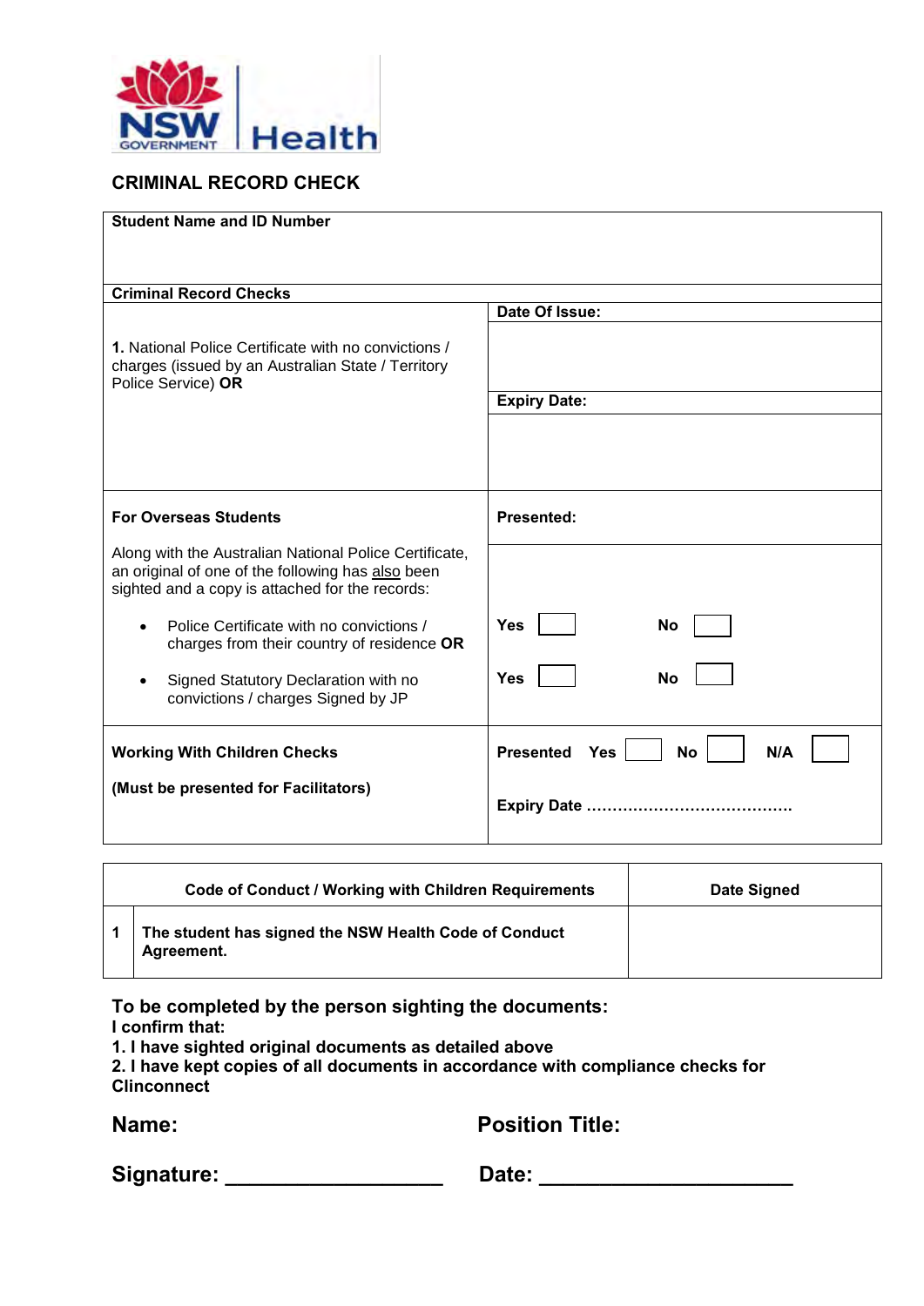NSW GOVERNMENT | Health

## CRIMINAL RECORD CHECK

| **Student Name and ID Number** | |
|---|---|
| **Criminal Record Checks** | |
| **1.** National Police Certificate with no convictions / charges (issued by an Australian State / Territory Police Service) **OR** | **Date Of Issue:**<br><br>**Expiry Date:** |
| **For Overseas Students**<br><br>Along with the Australian National Police Certificate, an original of one of the following has also been sighted and a copy is attached for the records:<br><br>• Police Certificate with no convictions / charges from their country of residence **OR**<br><br>• Signed Statutory Declaration with no convictions / charges Signed by JP | **Presented:**<br><br>**Yes** ☐ **No** ☐<br><br>**Yes** ☐ **No** ☐ |
| **Working With Children Checks**<br><br>**(Must be presented for Facilitators)** | **Presented Yes** ☐ **No** ☐ **N/A** ☐<br><br>**Expiry Date ………………………………….** |

| | **Code of Conduct / Working with Children Requirements** | **Date Signed** |
|---|---|---|
| 1 | **The student has signed the NSW Health Code of Conduct Agreement.** | |

**To be completed by the person sighting the documents:**
**I confirm that:**
**1. I have sighted original documents as detailed above**
**2. I have kept copies of all documents in accordance with compliance checks for Clinconnect**

**Name:** **Position Title:**

**Signature: ___________________** **Date: ______________________**